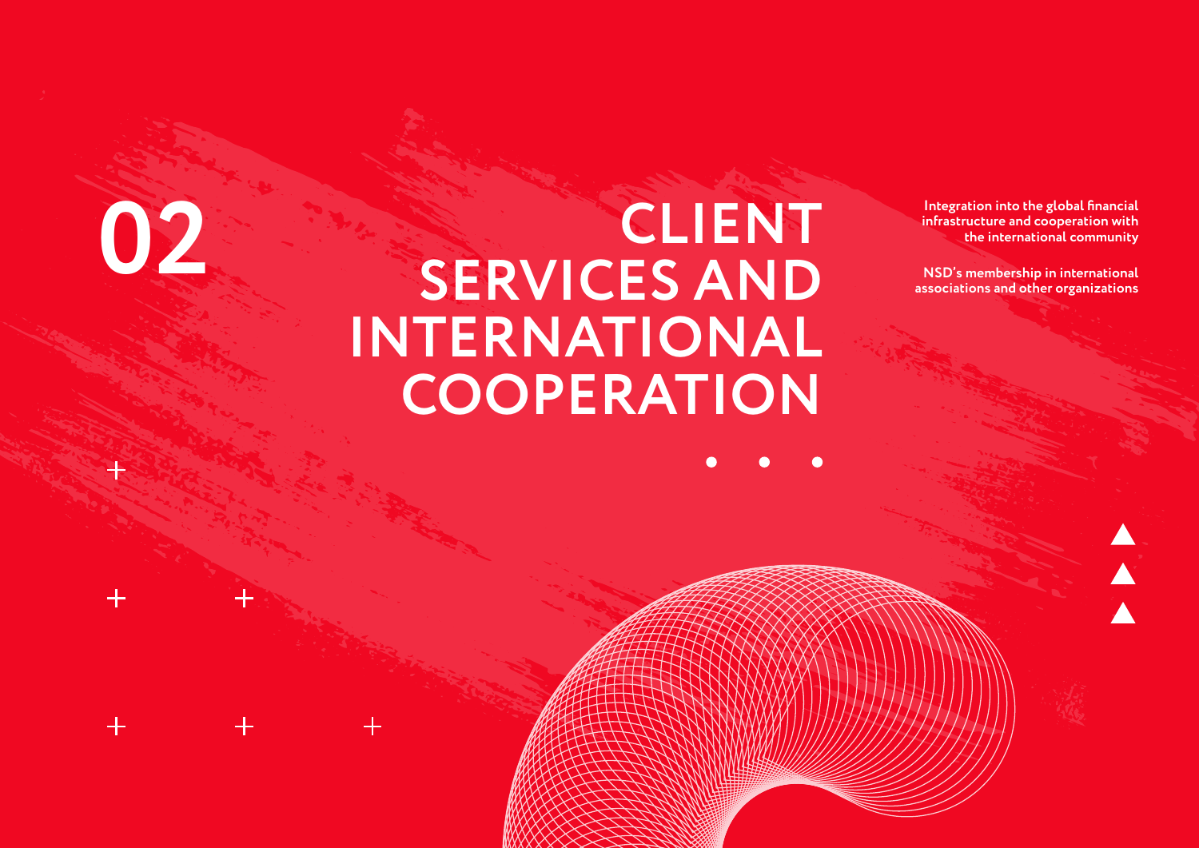# 02 CLIENT SERVICES AND INTERNATIONAL COOPERATION

Integration into the global financial infrastructure and cooperation with the international community

NSD's membership in international associations and other organizations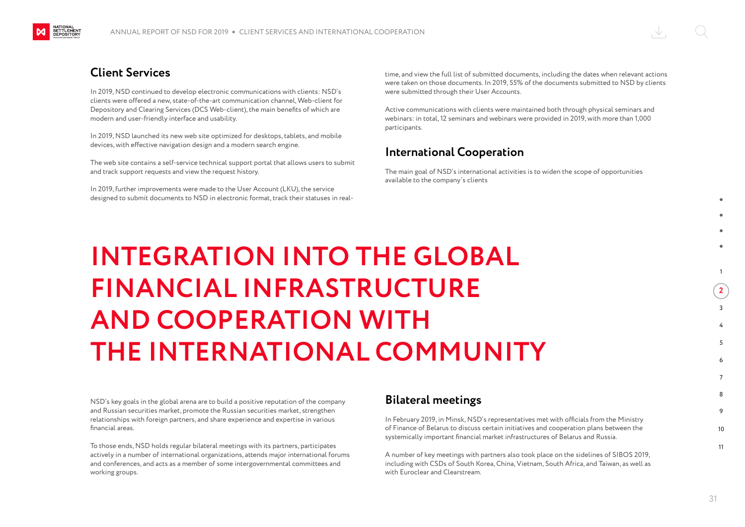## Client Services

In 2019, NSD continued to develop electronic communications with clients: NSD's clients were offered a new, state-of-the-art communication channel, Web-client for Depository and Clearing Services (DCS Web-client), the main benefits of which are modern and user-friendly interface and usability.

In 2019, NSD launched its new web site optimized for desktops, tablets, and mobile devices, with effective navigation design and a modern search engine.

The web site contains a self-service technical support portal that allows users to submit and track support requests and view the request history.

In 2019, further improvements were made to the User Account (LKU), the service designed to submit documents to NSD in electronic format, track their statuses in real-time, and view the full list of submitted documents, including the dates when relevant actions were taken on those documents. In 2019, 55% of the documents submitted to NSD by clients were submitted through their User Accounts.

Active communications with clients were maintained both through physical seminars and webinars: in total, 12 seminars and webinars were provided in 2019, with more than 1,000 participants.

## International Cooperation

The main goal of NSD's international activities is to widen the scope of opportunities available to the company's clients

# INTEGRATION INTO THE GLOBAL FINANCIAL INFRASTRUCTURE AND COOPERATION WITH THE INTERNATIONAL COMMUNITY

NSD's key goals in the global arena are to build a positive reputation of the company and Russian securities market, promote the Russian securities market, strengthen relationships with foreign partners, and share experience and expertise in various financial areas.

To those ends, NSD holds regular bilateral meetings with its partners, participates actively in a number of international organizations, attends major international forums and conferences, and acts as a member of some intergovernmental committees and working groups.

## Bilateral meetings

In February 2019, in Minsk, NSD's representatives met with officials from the Ministry of Finance of Belarus to discuss certain initiatives and cooperation plans between the systemically important financial market infrastructures of Belarus and Russia.

A number of key meetings with partners also took place on the sidelines of SIBOS 2019, including with CSDs of South Korea, China, Vietnam, South Africa, and Taiwan, as well as with Euroclear and Clearstream.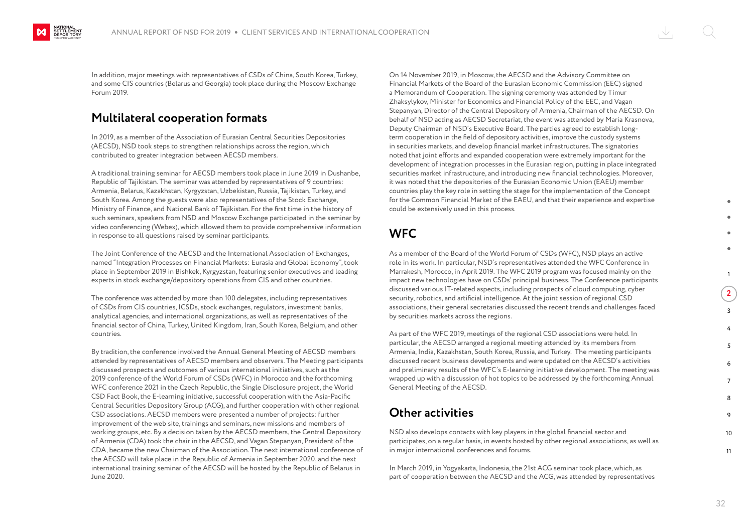In addition, major meetings with representatives of CSDs of China, South Korea, Turkey, and some CIS countries (Belarus and Georgia) took place during the Moscow Exchange Forum 2019.

## Multilateral cooperation formats

In 2019, as a member of the Association of Eurasian Central Securities Depositories (AECSD), NSD took steps to strengthen relationships across the region, which contributed to greater integration between AECSD members.

A traditional training seminar for AECSD members took place in June 2019 in Dushanbe, Republic of Tajikistan. The seminar was attended by representatives of 9 countries: Armenia, Belarus, Kazakhstan, Kyrgyzstan, Uzbekistan, Russia, Tajikistan, Turkey, and South Korea. Among the guests were also representatives of the Stock Exchange, Ministry of Finance, and National Bank of Tajikistan. For the first time in the history of such seminars, speakers from NSD and Moscow Exchange participated in the seminar by video conferencing (Webex), which allowed them to provide comprehensive information in response to all questions raised by seminar participants.

The Joint Conference of the AECSD and the International Association of Exchanges, named "Integration Processes on Financial Markets: Eurasia and Global Economy", took place in September 2019 in Bishkek, Kyrgyzstan, featuring senior executives and leading experts in stock exchange/depository operations from CIS and other countries.

The conference was attended by more than 100 delegates, including representatives of CSDs from CIS countries, ICSDs, stock exchanges, regulators, investment banks, analytical agencies, and international organizations, as well as representatives of the financial sector of China, Turkey, United Kingdom, Iran, South Korea, Belgium, and other countries.

By tradition, the conference involved the Annual General Meeting of AECSD members attended by representatives of AECSD members and observers. The Meeting participants discussed prospects and outcomes of various international initiatives, such as the 2019 conference of the World Forum of CSDs (WFC) in Morocco and the forthcoming WFC conference 2021 in the Czech Republic, the Single Disclosure project, the World CSD Fact Book, the E-learning initiative, successful cooperation with the Asia-Pacific Central Securities Depository Group (ACG), and further cooperation with other regional CSD associations. AECSD members were presented a number of projects: further improvement of the web site, trainings and seminars, new missions and members of working groups, etc. By a decision taken by the AECSD members, the Central Depository of Armenia (CDA) took the chair in the AECSD, and Vagan Stepanyan, President of the CDA, became the new Chairman of the Association. The next international conference of the AECSD will take place in the Republic of Armenia in September 2020, and the next international training seminar of the AECSD will be hosted by the Republic of Belarus in June 2020.

On 14 November 2019, in Moscow, the AECSD and the Advisory Committee on Financial Markets of the Board of the Eurasian Economic Commission (EEC) signed a Memorandum of Cooperation. The signing ceremony was attended by Timur Zhaksylykov, Minister for Economics and Financial Policy of the EEC, and Vagan Stepanyan, Director of the Central Depository of Armenia, Chairman of the AECSD. On behalf of NSD acting as AECSD Secretariat, the event was attended by Maria Krasnova, Deputy Chairman of NSD's Executive Board. The parties agreed to establish long-term cooperation in the field of depository activities, improve the custody systems in securities markets, and develop financial market infrastructures. The signatories noted that joint efforts and expanded cooperation were extremely important for the development of integration processes in the Eurasian region, putting in place integrated securities market infrastructure, and introducing new financial technologies. Moreover, it was noted that the depositories of the Eurasian Economic Union (EAEU) member countries play the key role in setting the stage for the implementation of the Concept for the Common Financial Market of the EAEU, and that their experience and expertise could be extensively used in this process.

## WFC

As a member of the Board of the World Forum of CSDs (WFC), NSD plays an active role in its work. In particular, NSD's representatives attended the WFC Conference in Marrakesh, Morocco, in April 2019. The WFC 2019 program was focused mainly on the impact new technologies have on CSDs' principal business. The Conference participants discussed various IT-related aspects, including prospects of cloud computing, cyber security, robotics, and artificial intelligence. At the joint session of regional CSD associations, their general secretaries discussed the recent trends and challenges faced by securities markets across the regions.

As part of the WFC 2019, meetings of the regional CSD associations were held. In particular, the AECSD arranged a regional meeting attended by its members from Armenia, India, Kazakhstan, South Korea, Russia, and Turkey. The meeting participants discussed recent business developments and were updated on the AECSD's activities and preliminary results of the WFC's E-learning initiative development. The meeting was wrapped up with a discussion of hot topics to be addressed by the forthcoming Annual General Meeting of the AECSD.

## Other activities

NSD also develops contacts with key players in the global financial sector and participates, on a regular basis, in events hosted by other regional associations, as well as in major international conferences and forums.

In March 2019, in Yogyakarta, Indonesia, the 21st ACG seminar took place, which, as part of cooperation between the AECSD and the ACG, was attended by representatives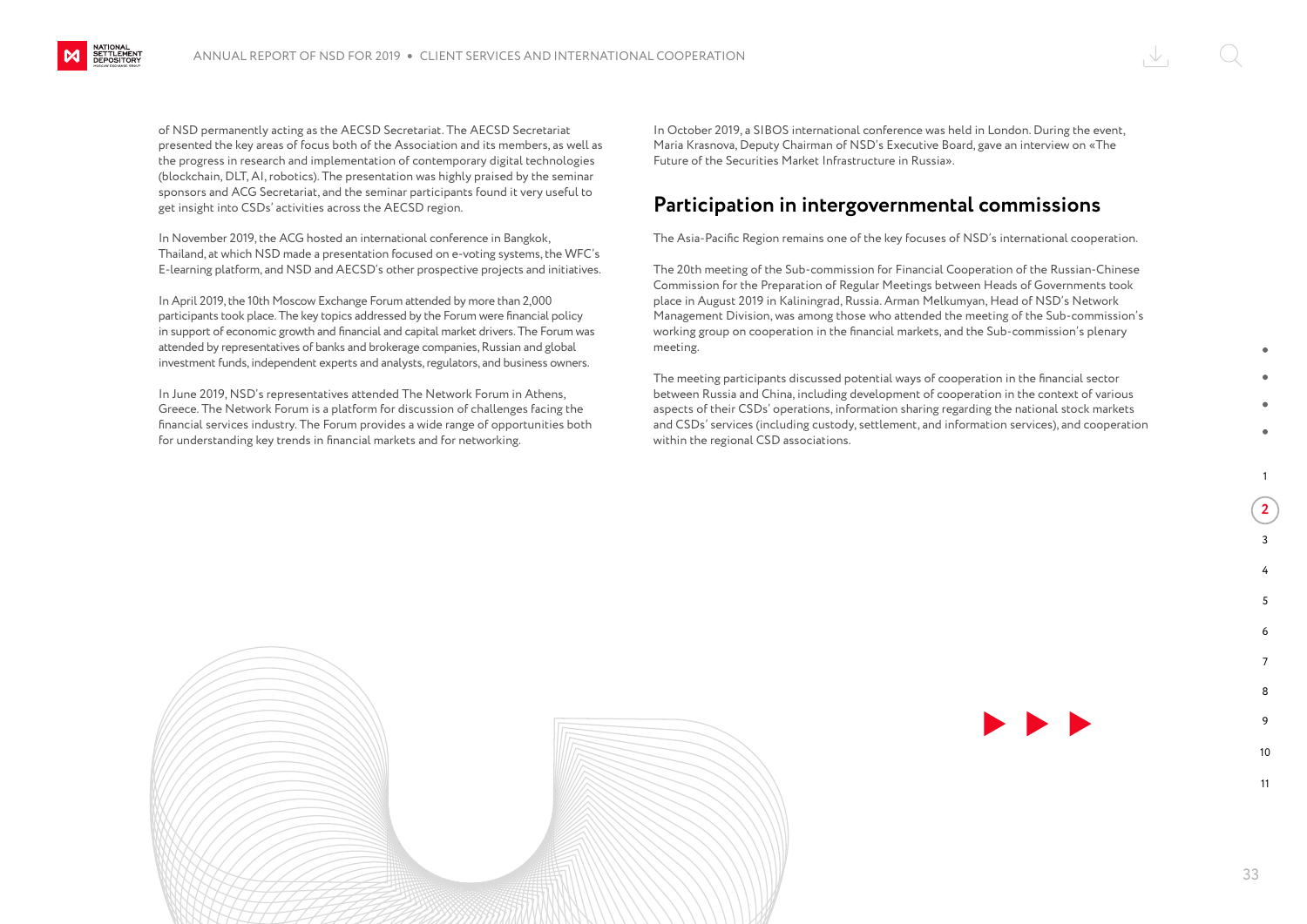of NSD permanently acting as the AECSD Secretariat. The AECSD Secretariat presented the key areas of focus both of the Association and its members, as well as the progress in research and implementation of contemporary digital technologies (blockchain, DLT, AI, robotics). The presentation was highly praised by the seminar sponsors and ACG Secretariat, and the seminar participants found it very useful to get insight into CSDs' activities across the AECSD region.

In November 2019, the ACG hosted an international conference in Bangkok, Thailand, at which NSD made a presentation focused on e-voting systems, the WFC's E-learning platform, and NSD and AECSD's other prospective projects and initiatives.

In April 2019, the 10th Moscow Exchange Forum attended by more than 2,000 participants took place. The key topics addressed by the Forum were financial policy in support of economic growth and financial and capital market drivers. The Forum was attended by representatives of banks and brokerage companies, Russian and global investment funds, independent experts and analysts, regulators, and business owners.

In June 2019, NSD's representatives attended The Network Forum in Athens, Greece. The Network Forum is a platform for discussion of challenges facing the financial services industry. The Forum provides a wide range of opportunities both for understanding key trends in financial markets and for networking.

In October 2019, a SIBOS international conference was held in London. During the event, Maria Krasnova, Deputy Chairman of NSD's Executive Board, gave an interview on «The Future of the Securities Market Infrastructure in Russia».

## Participation in intergovernmental commissions

The Asia-Pacific Region remains one of the key focuses of NSD's international cooperation.

The 20th meeting of the Sub-commission for Financial Cooperation of the Russian-Chinese Commission for the Preparation of Regular Meetings between Heads of Governments took place in August 2019 in Kaliningrad, Russia. Arman Melkumyan, Head of NSD's Network Management Division, was among those who attended the meeting of the Sub-commission's working group on cooperation in the financial markets, and the Sub-commission's plenary meeting.

The meeting participants discussed potential ways of cooperation in the financial sector between Russia and China, including development of cooperation in the context of various aspects of their CSDs' operations, information sharing regarding the national stock markets and CSDs' services (including custody, settlement, and information services), and cooperation within the regional CSD associations.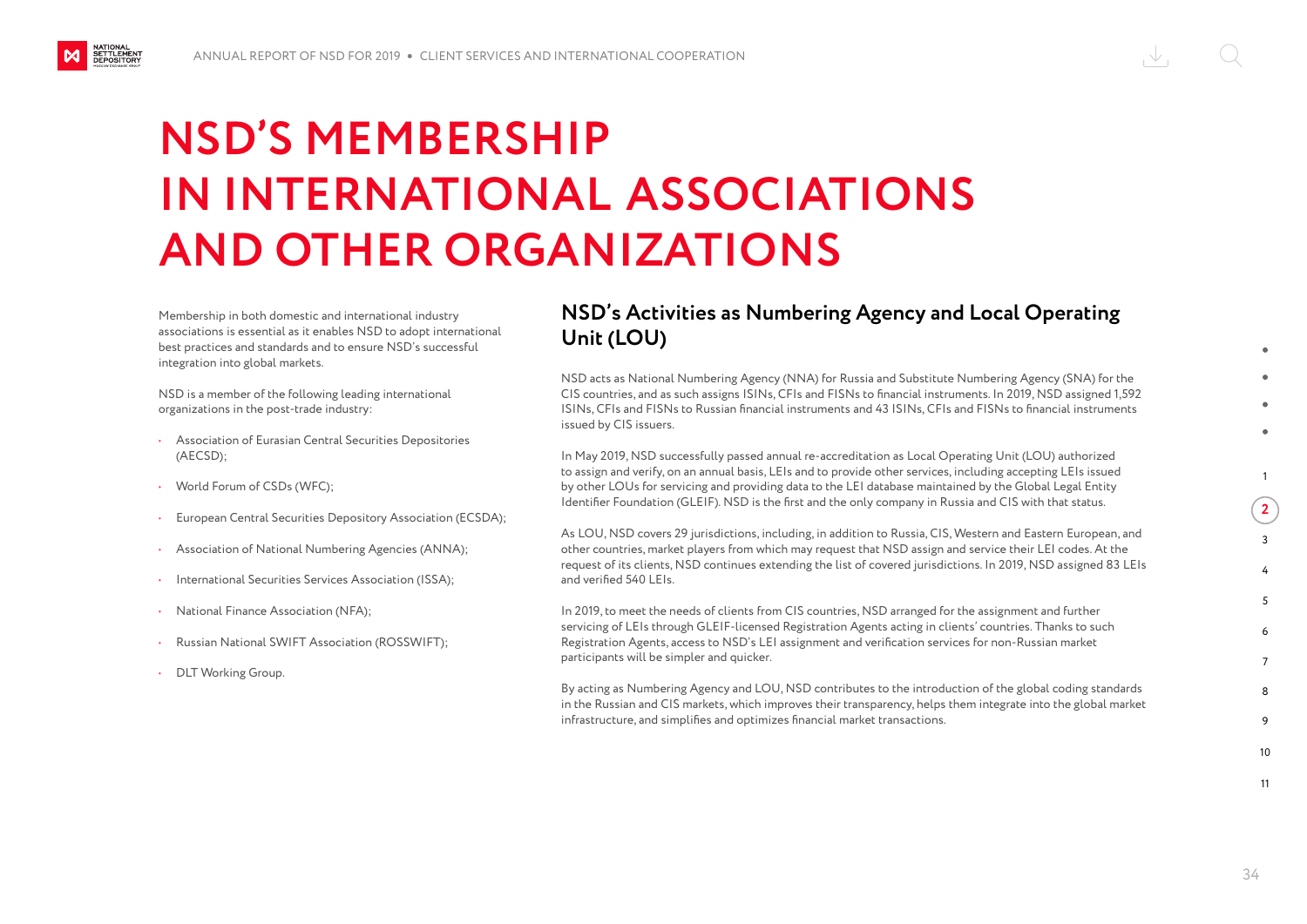# NSD'S MEMBERSHIP IN INTERNATIONAL ASSOCIATIONS AND OTHER ORGANIZATIONS

Membership in both domestic and international industry associations is essential as it enables NSD to adopt international best practices and standards and to ensure NSD's successful integration into global markets.

NSD is a member of the following leading international organizations in the post-trade industry:

- Association of Eurasian Central Securities Depositories (AECSD);
- World Forum of CSDs (WFC);
- European Central Securities Depository Association (ECSDA);
- Association of National Numbering Agencies (ANNA);
- International Securities Services Association (ISSA);
- National Finance Association (NFA);
- Russian National SWIFT Association (ROSSWIFT);
- DLT Working Group.

## NSD's Activities as Numbering Agency and Local Operating Unit (LOU)

NSD acts as National Numbering Agency (NNA) for Russia and Substitute Numbering Agency (SNA) for the CIS countries, and as such assigns ISINs, CFIs and FISNs to financial instruments. In 2019, NSD assigned 1,592 ISINs, CFIs and FISNs to Russian financial instruments and 43 ISINs, CFIs and FISNs to financial instruments issued by CIS issuers.

In May 2019, NSD successfully passed annual re-accreditation as Local Operating Unit (LOU) authorized to assign and verify, on an annual basis, LEIs and to provide other services, including accepting LEIs issued by other LOUs for servicing and providing data to the LEI database maintained by the Global Legal Entity Identifier Foundation (GLEIF). NSD is the first and the only company in Russia and CIS with that status.

As LOU, NSD covers 29 jurisdictions, including, in addition to Russia, CIS, Western and Eastern European, and other countries, market players from which may request that NSD assign and service their LEI codes. At the request of its clients, NSD continues extending the list of covered jurisdictions. In 2019, NSD assigned 83 LEIs and verified 540 LEIs.

In 2019, to meet the needs of clients from CIS countries, NSD arranged for the assignment and further servicing of LEIs through GLEIF-licensed Registration Agents acting in clients' countries. Thanks to such Registration Agents, access to NSD's LEI assignment and verification services for non-Russian market participants will be simpler and quicker.

By acting as Numbering Agency and LOU, NSD contributes to the introduction of the global coding standards in the Russian and CIS markets, which improves their transparency, helps them integrate into the global market infrastructure, and simplifies and optimizes financial market transactions.